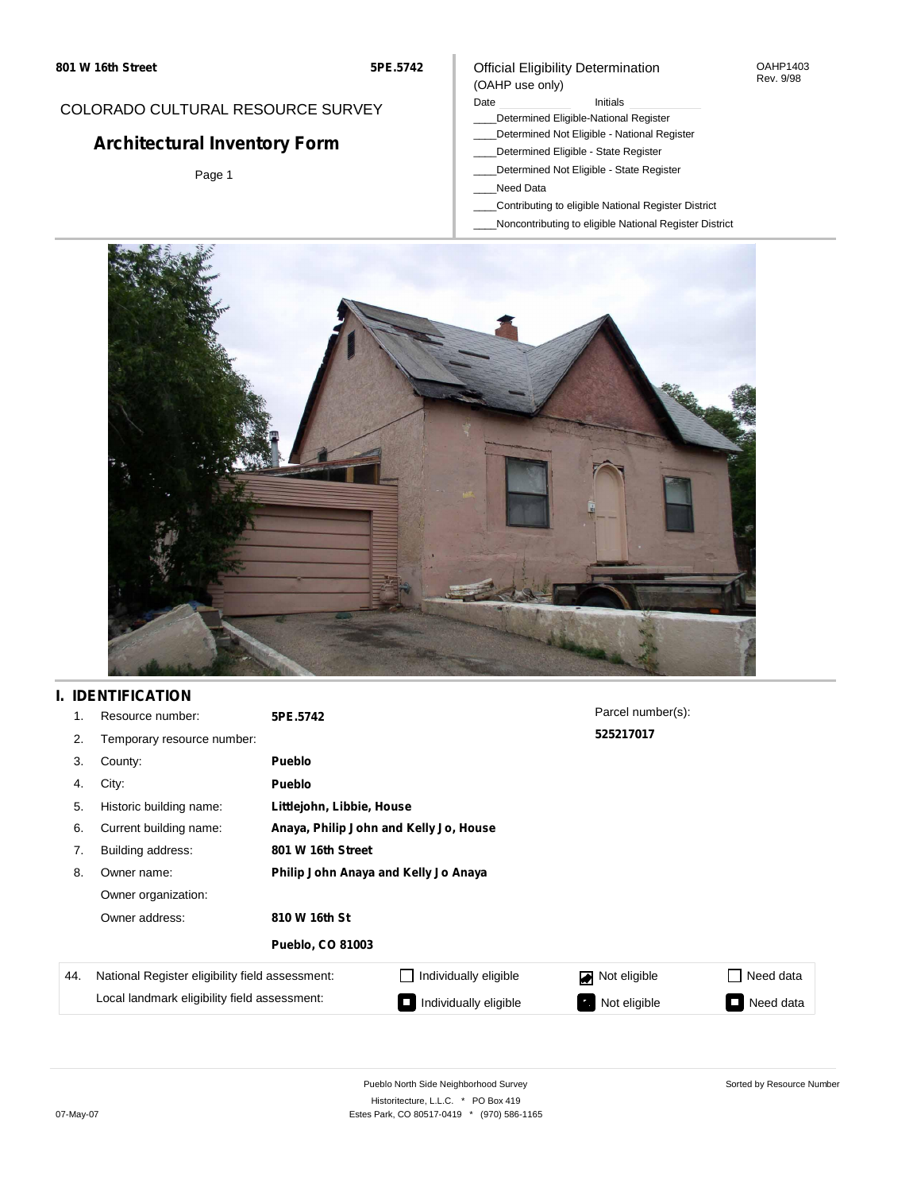801 W 16th Street | 5PE.5742

COLORADO CULTURAL RESOURCE SURVEY

# Architectural Inventory Form

Page 1

Official Eligibility Determination (OAHP use only)

OAHP1403 Rev. 9/98

Date ______ Initials ______

____Determined Eligible-National Register
____Determined Not Eligible - National Register
____Determined Eligible - State Register
____Determined Not Eligible - State Register
____Need Data
____Contributing to eligible National Register District
____Noncontributing to eligible National Register District

## I. IDENTIFICATION

1. Resource number: **5PE.5742**
2. Temporary resource number:
3. County: **Pueblo**
4. City: **Pueblo**
5. Historic building name: **Littlejohn, Libbie, House**
6. Current building name: **Anaya, Philip John and Kelly Jo, House**
7. Building address: **801 W 16th Street**
8. Owner name: **Philip John Anaya and Kelly Jo Anaya**

   Owner organization:

   Owner address: **810 W 16th St**

   **Pueblo, CO 81003**

Parcel number(s): **525217017**

| 44. | | | | |
|---|---|---|---|---|
| National Register eligibility field assessment: | ☐ Individually eligible | ☑ Not eligible | ☐ Need data |
| Local landmark eligibility field assessment: | ☐ Individually eligible | ☑ Not eligible | ☐ Need data |

Pueblo North Side Neighborhood Survey
Historitecture, L.L.C. * PO Box 419
Estes Park, CO 80517-0419 * (970) 586-1165

07-May-07

Sorted by Resource Number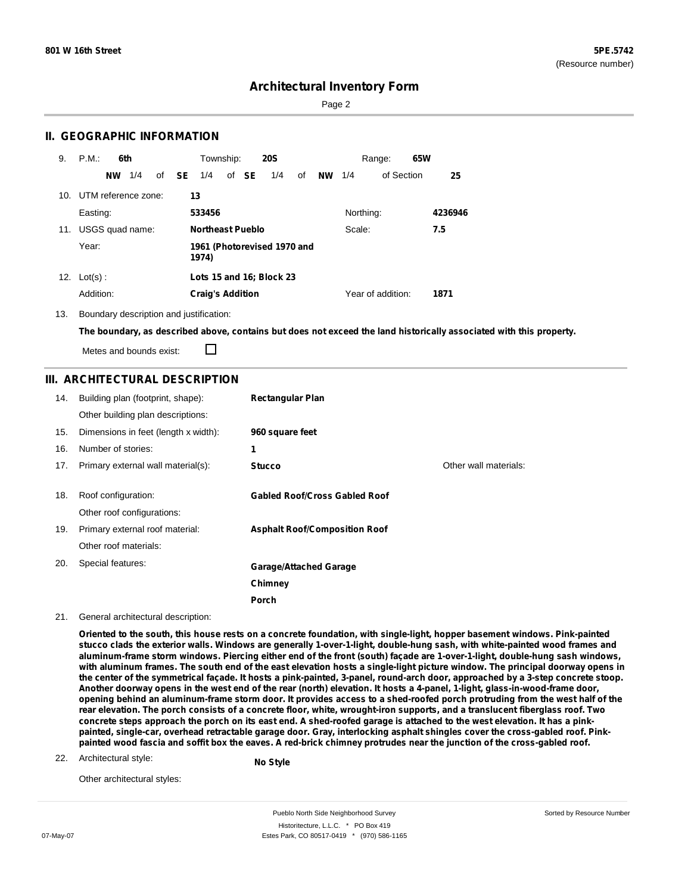**801 W 16th Street** **5PE.5742**
(Resource number)

# Architectural Inventory Form

## II. GEOGRAPHIC INFORMATION

9. P.M.: **6th** Township: **20S** Range: **65W**
   **NW** 1/4 of **SE** 1/4 of **SE** 1/4 of **NW** 1/4 of Section **25**

10. UTM reference zone: **13**
    Easting: **533456** Northing: **4236946**

11. USGS quad name: **Northeast Pueblo** Scale: **7.5**
    Year: **1961 (Photorevised 1970 and 1974)**

12. Lot(s): **Lots 15 and 16; Block 23**
    Addition: **Craig's Addition** Year of addition: **1871**

13. Boundary description and justification:
    **The boundary, as described above, contains but does not exceed the land historically associated with this property.**
    Metes and bounds exist: ☐

## III. ARCHITECTURAL DESCRIPTION

14. Building plan (footprint, shape): **Rectangular Plan**
    Other building plan descriptions:
15. Dimensions in feet (length x width): **960 square feet**
16. Number of stories: **1**
17. Primary external wall material(s): **Stucco** Other wall materials:
18. Roof configuration: **Gabled Roof/Cross Gabled Roof**
    Other roof configurations:
19. Primary external roof material: **Asphalt Roof/Composition Roof**
    Other roof materials:
20. Special features: **Garage/Attached Garage**
    **Chimney**
    **Porch**
21. General architectural description:
    **Oriented to the south, this house rests on a concrete foundation, with single-light, hopper basement windows. Pink-painted stucco clads the exterior walls. Windows are generally 1-over-1-light, double-hung sash, with white-painted wood frames and aluminum-frame storm windows. Piercing either end of the front (south) façade are 1-over-1-light, double-hung sash windows, with aluminum frames. The south end of the east elevation hosts a single-light picture window. The principal doorway opens in the center of the symmetrical façade. It hosts a pink-painted, 3-panel, round-arch door, approached by a 3-step concrete stoop. Another doorway opens in the west end of the rear (north) elevation. It hosts a 4-panel, 1-light, glass-in-wood-frame door, opening behind an aluminum-frame storm door. It provides access to a shed-roofed porch protruding from the west half of the rear elevation. The porch consists of a concrete floor, white, wrought-iron supports, and a translucent fiberglass roof. Two concrete steps approach the porch on its east end. A shed-roofed garage is attached to the west elevation. It has a pink-painted, single-car, overhead retractable garage door. Gray, interlocking asphalt shingles cover the cross-gabled roof. Pink-painted wood fascia and soffit box the eaves. A red-brick chimney protrudes near the junction of the cross-gabled roof.**
22. Architectural style: **No Style**
    Other architectural styles: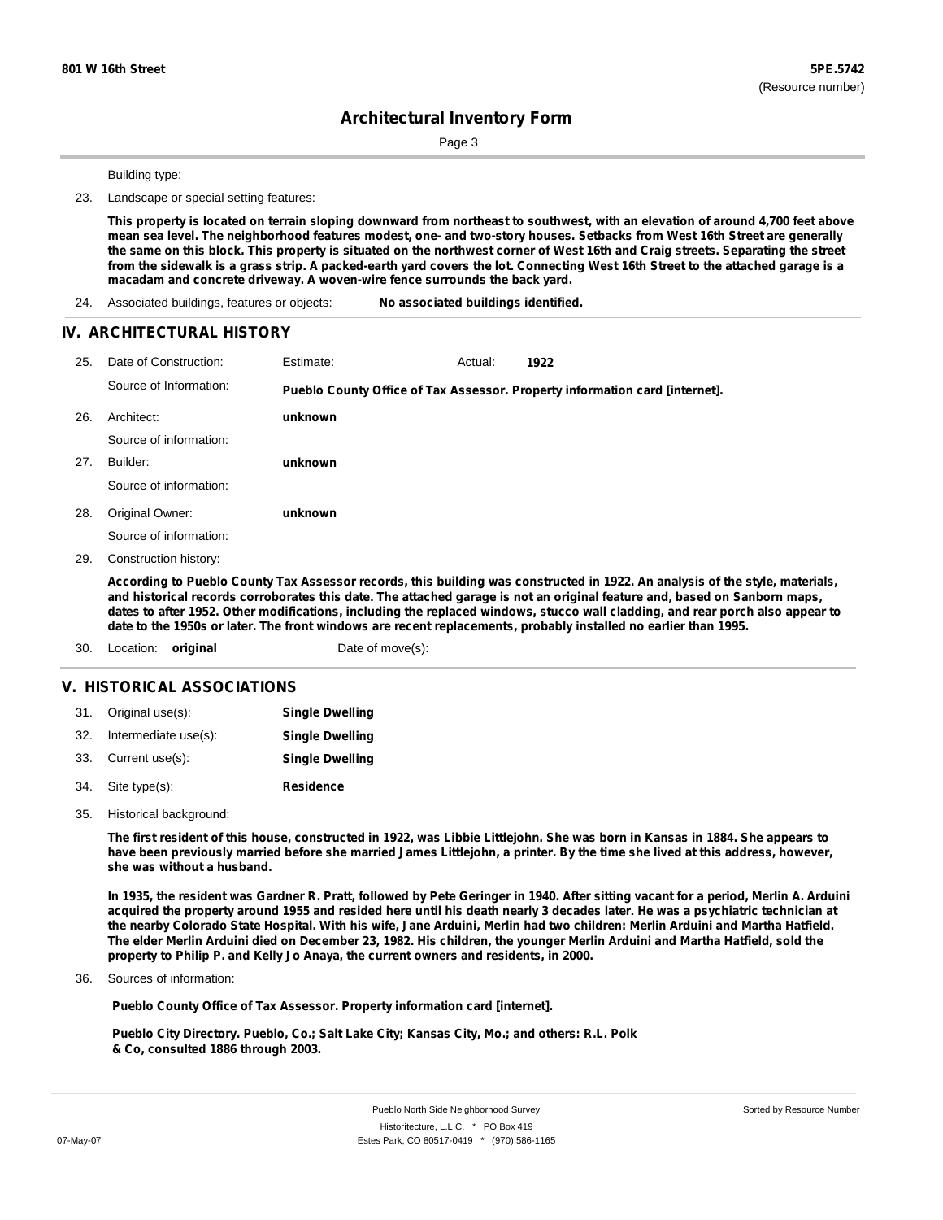Building type:

23. Landscape or special setting features:

**This property is located on terrain sloping downward from northeast to southwest, with an elevation of around 4,700 feet above mean sea level. The neighborhood features modest, one- and two-story houses. Setbacks from West 16th Street are generally the same on this block. This property is situated on the northwest corner of West 16th and Craig streets. Separating the street from the sidewalk is a grass strip. A packed-earth yard covers the lot. Connecting West 16th Street to the attached garage is a macadam and concrete driveway. A woven-wire fence surrounds the back yard.**

24. Associated buildings, features or objects: **No associated buildings identified.**

## IV. ARCHITECTURAL HISTORY

25. Date of Construction: Estimate: Actual: **1922**

 Source of Information: **Pueblo County Office of Tax Assessor. Property information card [internet].**

26. Architect: **unknown**

 Source of information:

27. Builder: **unknown**

 Source of information:

28. Original Owner: **unknown**

 Source of information:

29. Construction history:

**According to Pueblo County Tax Assessor records, this building was constructed in 1922. An analysis of the style, materials, and historical records corroborates this date. The attached garage is not an original feature and, based on Sanborn maps, dates to after 1952. Other modifications, including the replaced windows, stucco wall cladding, and rear porch also appear to date to the 1950s or later. The front windows are recent replacements, probably installed no earlier than 1995.**

30. Location: **original** Date of move(s):

## V. HISTORICAL ASSOCIATIONS

31. Original use(s): **Single Dwelling**
32. Intermediate use(s): **Single Dwelling**
33. Current use(s): **Single Dwelling**
34. Site type(s): **Residence**
35. Historical background:

**The first resident of this house, constructed in 1922, was Libbie Littlejohn. She was born in Kansas in 1884. She appears to have been previously married before she married James Littlejohn, a printer. By the time she lived at this address, however, she was without a husband.**

**In 1935, the resident was Gardner R. Pratt, followed by Pete Geringer in 1940. After sitting vacant for a period, Merlin A. Arduini acquired the property around 1955 and resided here until his death nearly 3 decades later. He was a psychiatric technician at the nearby Colorado State Hospital. With his wife, Jane Arduini, Merlin had two children: Merlin Arduini and Martha Hatfield. The elder Merlin Arduini died on December 23, 1982. His children, the younger Merlin Arduini and Martha Hatfield, sold the property to Philip P. and Kelly Jo Anaya, the current owners and residents, in 2000.**

36. Sources of information:

**Pueblo County Office of Tax Assessor. Property information card [internet].**

**Pueblo City Directory. Pueblo, Co.; Salt Lake City; Kansas City, Mo.; and others: R.L. Polk & Co, consulted 1886 through 2003.**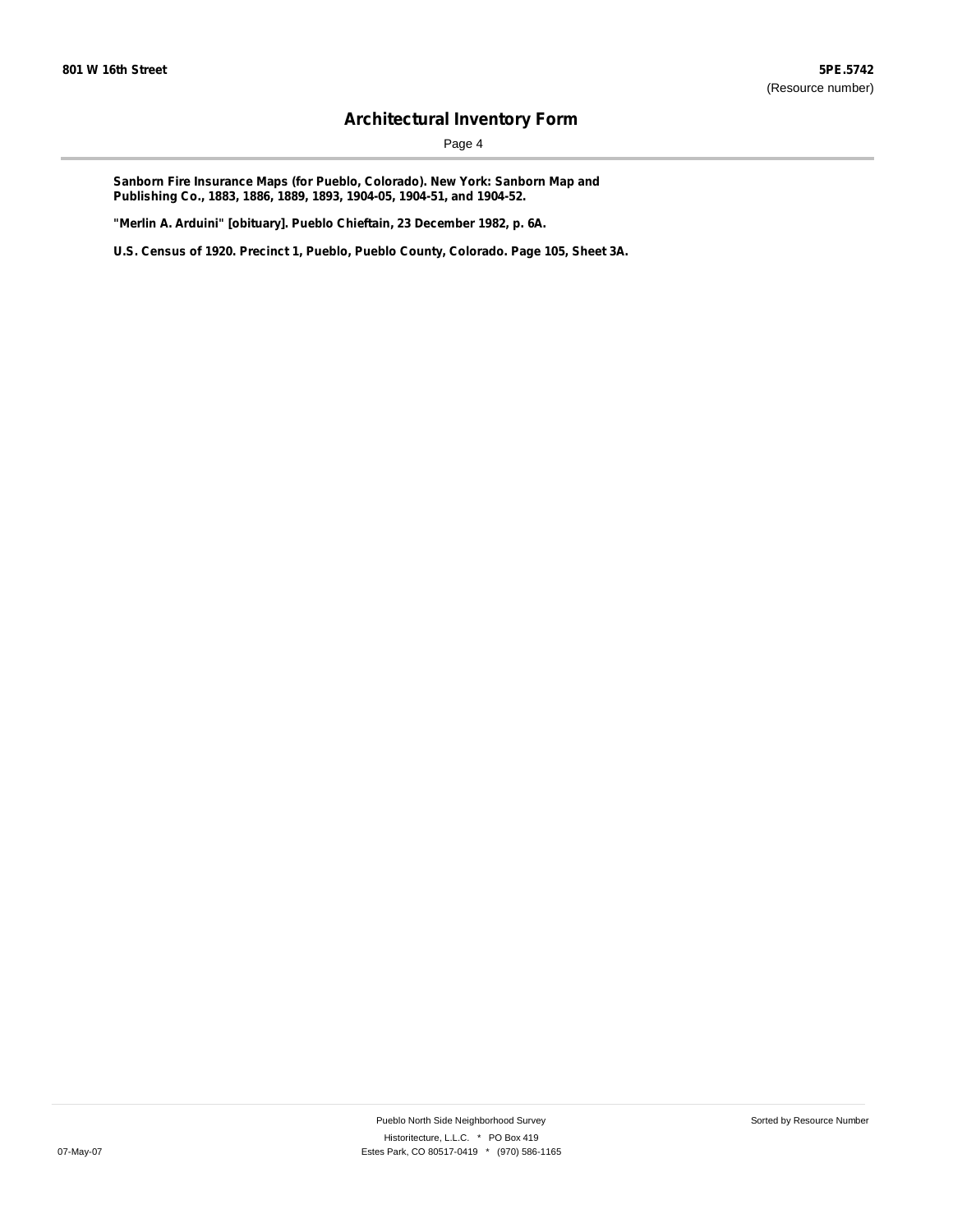**Sanborn Fire Insurance Maps (for Pueblo, Colorado). New York: Sanborn Map and Publishing Co., 1883, 1886, 1889, 1893, 1904-05, 1904-51, and 1904-52.**

**"Merlin A. Arduini" [obituary]. Pueblo Chieftain, 23 December 1982, p. 6A.**

**U.S. Census of 1920. Precinct 1, Pueblo, Pueblo County, Colorado. Page 105, Sheet 3A.**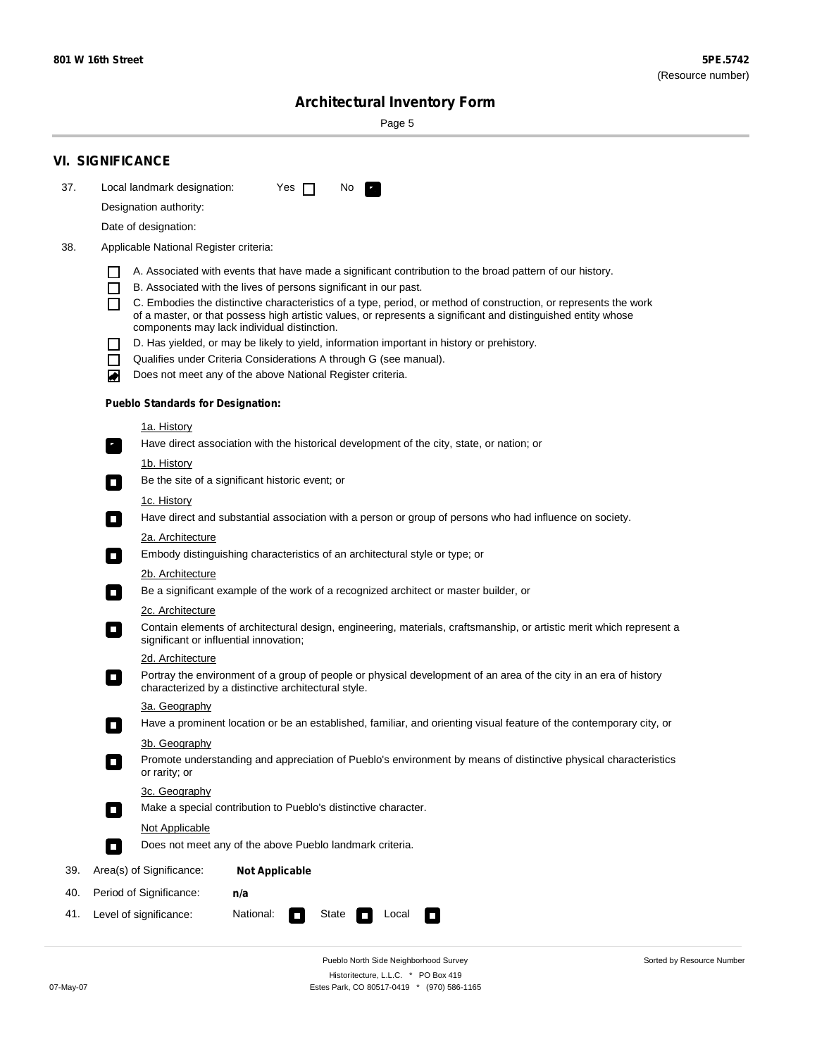## VI. SIGNIFICANCE

37. Local landmark designation: Yes ☐ No ☑

Designation authority:

Date of designation:

38. Applicable National Register criteria:

- ☐ A. Associated with events that have made a significant contribution to the broad pattern of our history.
- ☐ B. Associated with the lives of persons significant in our past.
- ☐ C. Embodies the distinctive characteristics of a type, period, or method of construction, or represents the work of a master, or that possess high artistic values, or represents a significant and distinguished entity whose components may lack individual distinction.
- ☐ D. Has yielded, or may be likely to yield, information important in history or prehistory.
- ☐ Qualifies under Criteria Considerations A through G (see manual).
- ☑ Does not meet any of the above National Register criteria.

**Pueblo Standards for Designation:**

1a. History
☑ Have direct association with the historical development of the city, state, or nation; or

1b. History
☐ Be the site of a significant historic event; or

1c. History
☐ Have direct and substantial association with a person or group of persons who had influence on society.

2a. Architecture
☐ Embody distinguishing characteristics of an architectural style or type; or

2b. Architecture
☐ Be a significant example of the work of a recognized architect or master builder, or

2c. Architecture
☐ Contain elements of architectural design, engineering, materials, craftsmanship, or artistic merit which represent a significant or influential innovation;

2d. Architecture
☐ Portray the environment of a group of people or physical development of an area of the city in an era of history characterized by a distinctive architectural style.

3a. Geography
☐ Have a prominent location or be an established, familiar, and orienting visual feature of the contemporary city, or

3b. Geography
☐ Promote understanding and appreciation of Pueblo's environment by means of distinctive physical characteristics or rarity; or

3c. Geography
☐ Make a special contribution to Pueblo's distinctive character.

Not Applicable
☐ Does not meet any of the above Pueblo landmark criteria.

39. Area(s) of Significance: **Not Applicable**

40. Period of Significance: **n/a**

41. Level of significance: National: ☐ State ☐ Local ☐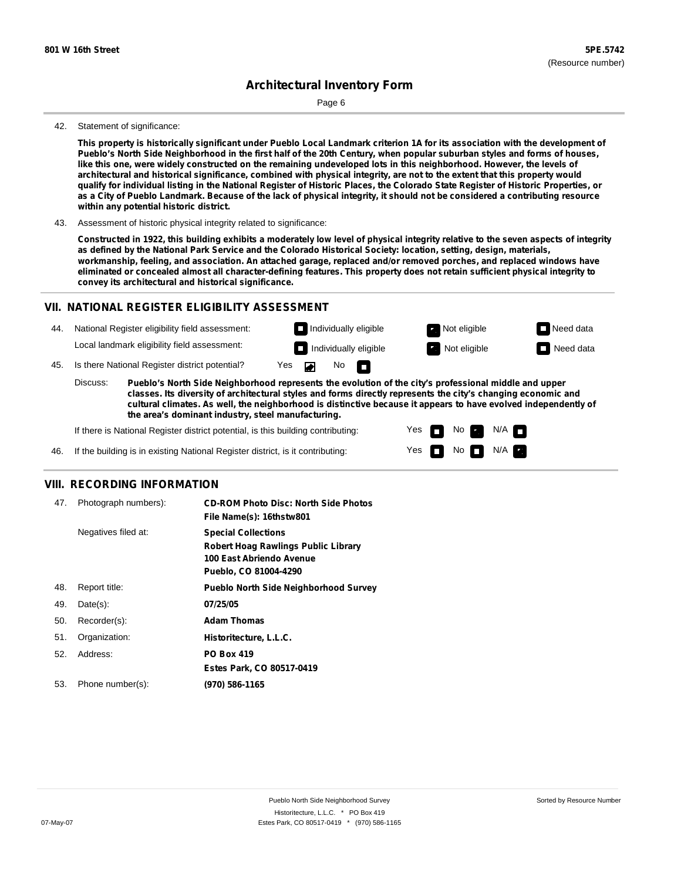# Architectural Inventory Form

42. Statement of significance:

**This property is historically significant under Pueblo Local Landmark criterion 1A for its association with the development of Pueblo's North Side Neighborhood in the first half of the 20th Century, when popular suburban styles and forms of houses, like this one, were widely constructed on the remaining undeveloped lots in this neighborhood. However, the levels of architectural and historical significance, combined with physical integrity, are not to the extent that this property would qualify for individual listing in the National Register of Historic Places, the Colorado State Register of Historic Properties, or as a City of Pueblo Landmark. Because of the lack of physical integrity, it should not be considered a contributing resource within any potential historic district.**

43. Assessment of historic physical integrity related to significance:

**Constructed in 1922, this building exhibits a moderately low level of physical integrity relative to the seven aspects of integrity as defined by the National Park Service and the Colorado Historical Society: location, setting, design, materials, workmanship, feeling, and association. An attached garage, replaced and/or removed porches, and replaced windows have eliminated or concealed almost all character-defining features. This property does not retain sufficient physical integrity to convey its architectural and historical significance.**

## VII. NATIONAL REGISTER ELIGIBILITY ASSESSMENT

44. National Register eligibility field assessment: ☐ Individually eligible ☒ Not eligible ☐ Need data

Local landmark eligibility field assessment: ☐ Individually eligible ☒ Not eligible ☐ Need data

45. Is there National Register district potential? Yes ☒ No ☐

Discuss: **Pueblo's North Side Neighborhood represents the evolution of the city's professional middle and upper classes. Its diversity of architectural styles and forms directly represents the city's changing economic and cultural climates. As well, the neighborhood is distinctive because it appears to have evolved independently of the area's dominant industry, steel manufacturing.**

If there is National Register district potential, is this building contributing: Yes ☐ No ☒ N/A ☐

46. If the building is in existing National Register district, is it contributing: Yes ☐ No ☐ N/A ☒

## VIII. RECORDING INFORMATION

47. Photograph numbers): **CD-ROM Photo Disc: North Side Photos**
**File Name(s): 16thstw801**

Negatives filed at: **Special Collections**
**Robert Hoag Rawlings Public Library**
**100 East Abriendo Avenue**
**Pueblo, CO 81004-4290**

48. Report title: **Pueblo North Side Neighborhood Survey**

49. Date(s): **07/25/05**

50. Recorder(s): **Adam Thomas**

51. Organization: **Historitecture, L.L.C.**

52. Address: **PO Box 419**
**Estes Park, CO 80517-0419**

53. Phone number(s): **(970) 586-1165**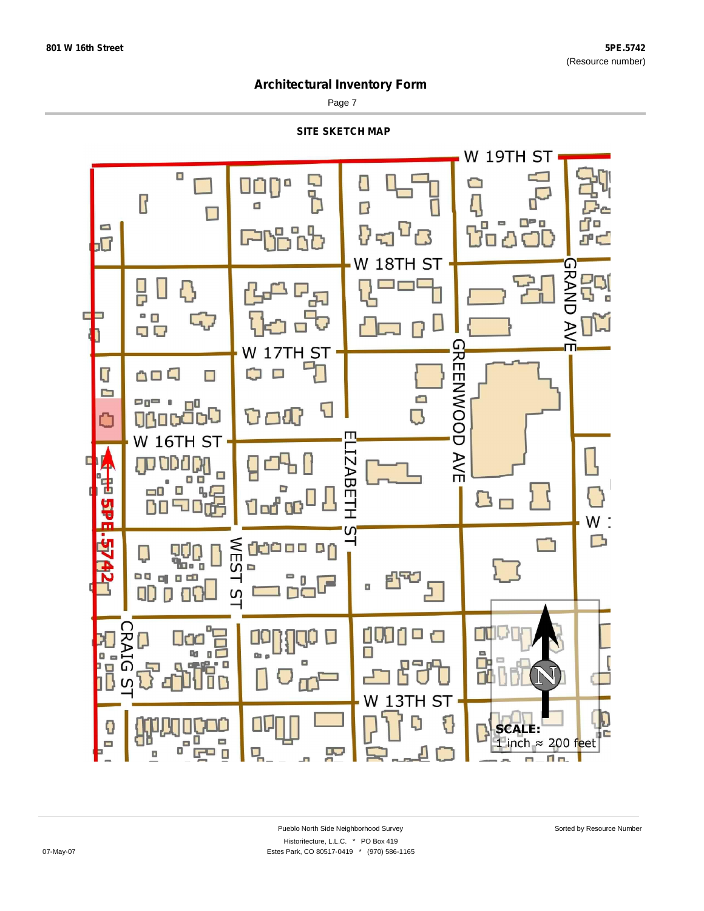# Architectural Inventory Form

## SITE SKETCH MAP

W 19TH ST

W 18TH ST

W 17TH ST

W 16TH ST

GRAND AVE

GREENWOOD AVE

ELIZABETH ST

WEST ST

CRAIG ST

W 13TH ST

5PE.5742

SCALE:
1 inch ≈ 200 feet

N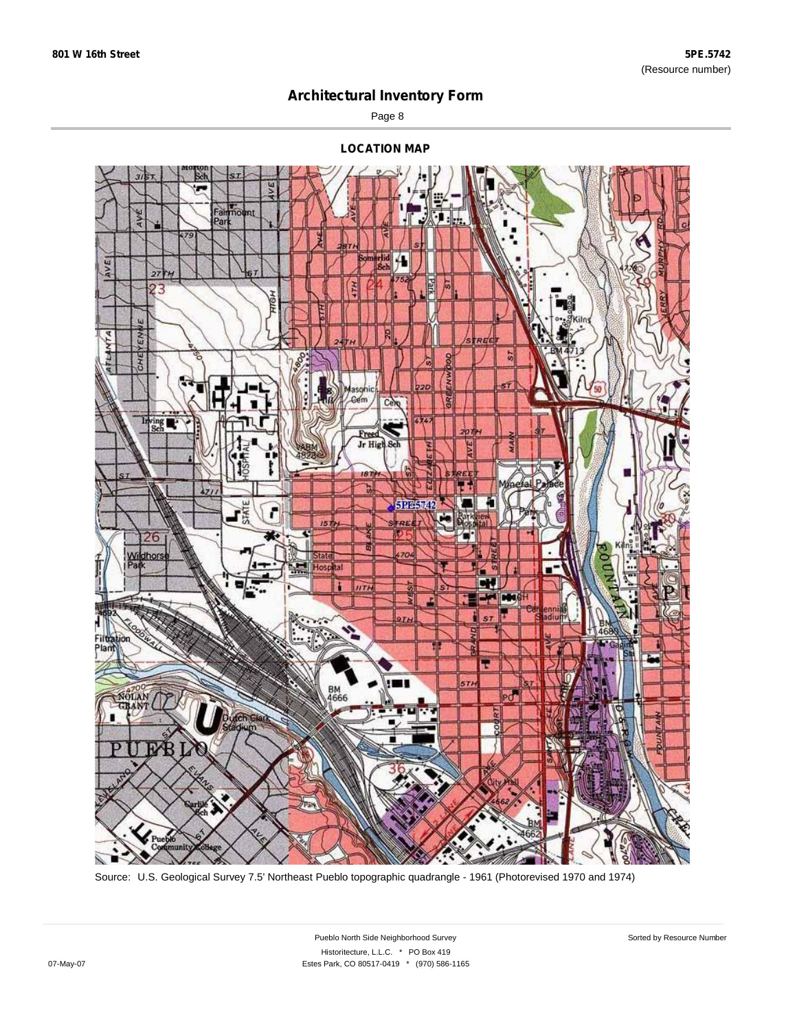**801 W 16th Street**

**5PE.5742**
(Resource number)

# Architectural Inventory Form

## LOCATION MAP

Source: U.S. Geological Survey 7.5' Northeast Pueblo topographic quadrangle - 1961 (Photorevised 1970 and 1974)

Pueblo North Side Neighborhood Survey
Historitecture, L.L.C. * PO Box 419
Estes Park, CO 80517-0419 * (970) 586-1165

Sorted by Resource Number

07-May-07